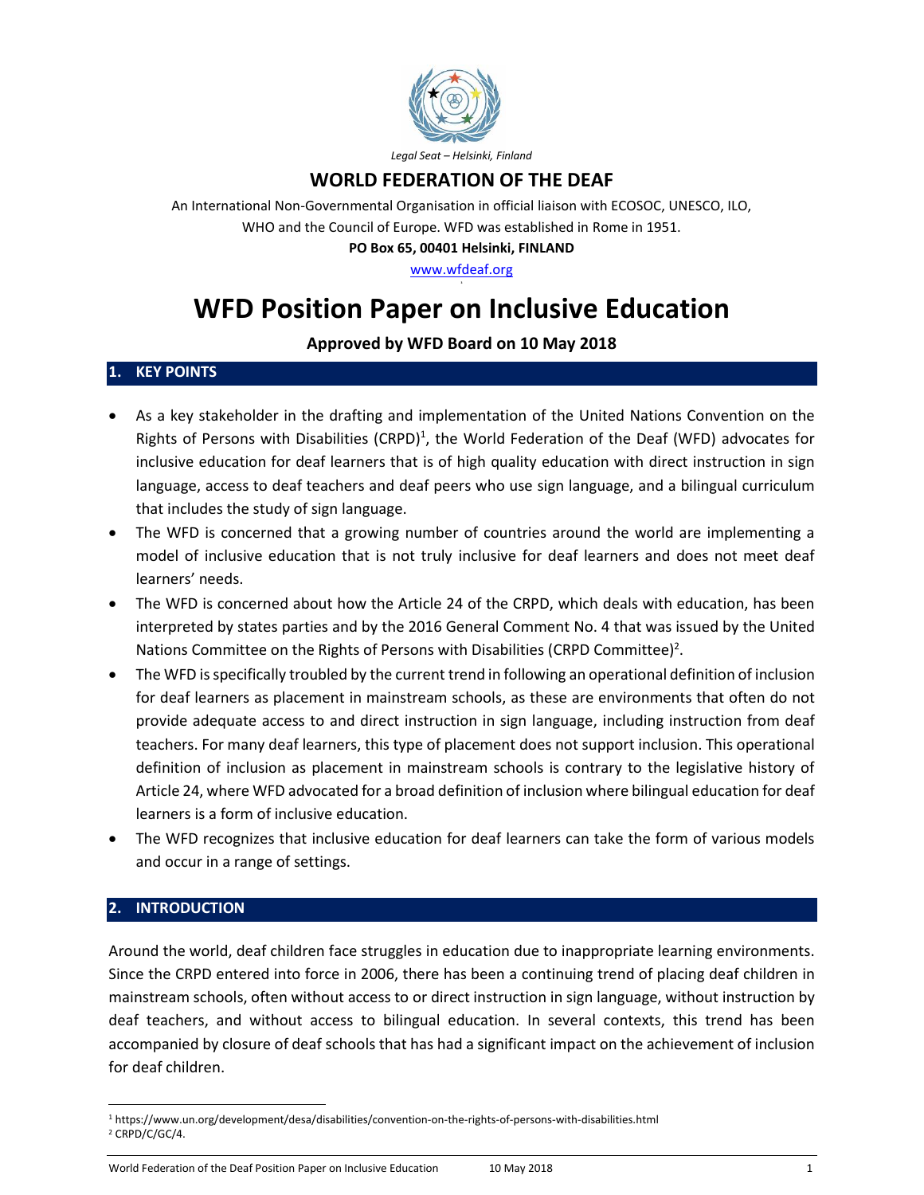*Legal Seat – Helsinki, Finland*

**WORLD FEDERATION OF THE DEAF**

An International Non-Governmental Organisation in official liaison with ECOSOC, UNESCO, ILO, WHO and the Council of Europe. WFD was established in Rome in 1951.

**PO Box 65, 00401 Helsinki, FINLAND**

www.wfdeaf.org

# WFD Position Paper on Inclusive Education

**Approved by WFD Board on 10 May 2018**

## 1. KEY POINTS

- As a key stakeholder in the drafting and implementation of the United Nations Convention on the Rights of Persons with Disabilities (CRPD)[1], the World Federation of the Deaf (WFD) advocates for inclusive education for deaf learners that is of high quality education with direct instruction in sign language, access to deaf teachers and deaf peers who use sign language, and a bilingual curriculum that includes the study of sign language.
- The WFD is concerned that a growing number of countries around the world are implementing a model of inclusive education that is not truly inclusive for deaf learners and does not meet deaf learners' needs.
- The WFD is concerned about how the Article 24 of the CRPD, which deals with education, has been interpreted by states parties and by the 2016 General Comment No. 4 that was issued by the United Nations Committee on the Rights of Persons with Disabilities (CRPD Committee)[2].
- The WFD is specifically troubled by the current trend in following an operational definition of inclusion for deaf learners as placement in mainstream schools, as these are environments that often do not provide adequate access to and direct instruction in sign language, including instruction from deaf teachers. For many deaf learners, this type of placement does not support inclusion. This operational definition of inclusion as placement in mainstream schools is contrary to the legislative history of Article 24, where WFD advocated for a broad definition of inclusion where bilingual education for deaf learners is a form of inclusive education.
- The WFD recognizes that inclusive education for deaf learners can take the form of various models and occur in a range of settings.

## 2. INTRODUCTION

Around the world, deaf children face struggles in education due to inappropriate learning environments. Since the CRPD entered into force in 2006, there has been a continuing trend of placing deaf children in mainstream schools, often without access to or direct instruction in sign language, without instruction by deaf teachers, and without access to bilingual education. In several contexts, this trend has been accompanied by closure of deaf schools that has had a significant impact on the achievement of inclusion for deaf children.

[1] https://www.un.org/development/desa/disabilities/convention-on-the-rights-of-persons-with-disabilities.html

[2] CRPD/C/GC/4.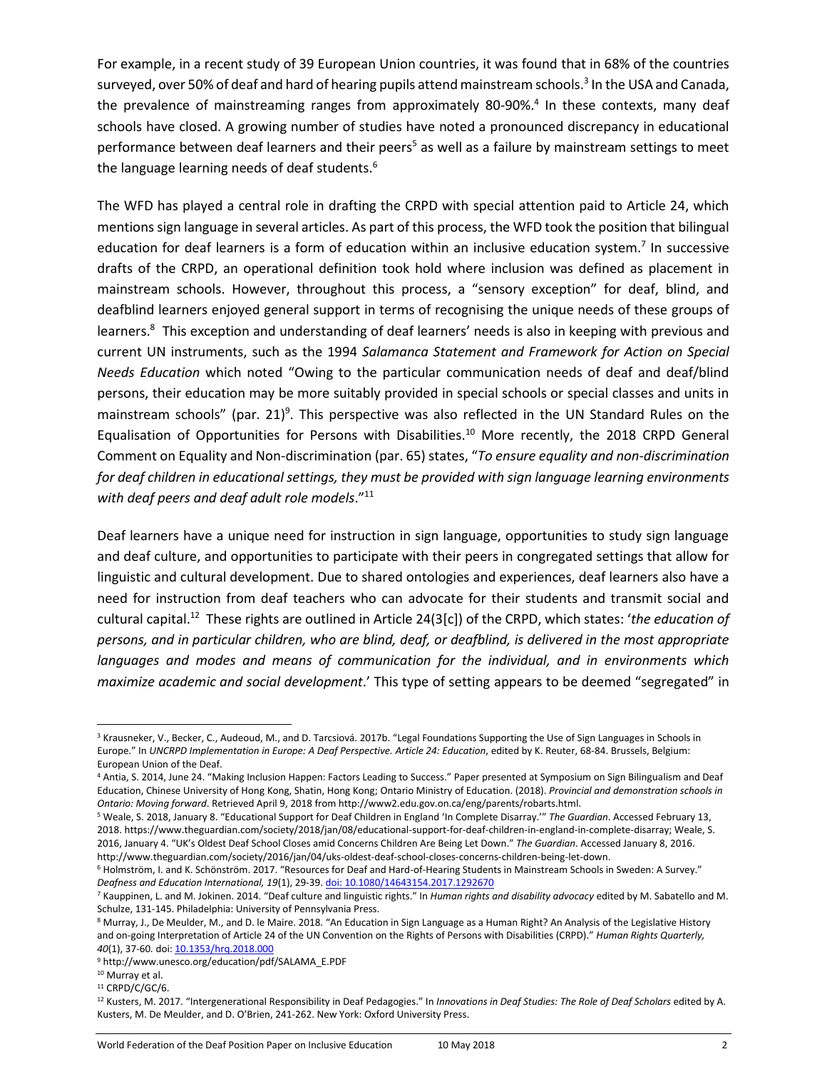For example, in a recent study of 39 European Union countries, it was found that in 68% of the countries surveyed, over 50% of deaf and hard of hearing pupils attend mainstream schools.[3] In the USA and Canada, the prevalence of mainstreaming ranges from approximately 80-90%.[4] In these contexts, many deaf schools have closed. A growing number of studies have noted a pronounced discrepancy in educational performance between deaf learners and their peers[5] as well as a failure by mainstream settings to meet the language learning needs of deaf students.[6]

The WFD has played a central role in drafting the CRPD with special attention paid to Article 24, which mentions sign language in several articles. As part of this process, the WFD took the position that bilingual education for deaf learners is a form of education within an inclusive education system.[7] In successive drafts of the CRPD, an operational definition took hold where inclusion was defined as placement in mainstream schools. However, throughout this process, a "sensory exception" for deaf, blind, and deafblind learners enjoyed general support in terms of recognising the unique needs of these groups of learners.[8] This exception and understanding of deaf learners' needs is also in keeping with previous and current UN instruments, such as the 1994 *Salamanca Statement and Framework for Action on Special Needs Education* which noted "Owing to the particular communication needs of deaf and deaf/blind persons, their education may be more suitably provided in special schools or special classes and units in mainstream schools" (par. 21)[9]. This perspective was also reflected in the UN Standard Rules on the Equalisation of Opportunities for Persons with Disabilities.[10] More recently, the 2018 CRPD General Comment on Equality and Non-discrimination (par. 65) states, "*To ensure equality and non-discrimination for deaf children in educational settings, they must be provided with sign language learning environments with deaf peers and deaf adult role models*."[11]

Deaf learners have a unique need for instruction in sign language, opportunities to study sign language and deaf culture, and opportunities to participate with their peers in congregated settings that allow for linguistic and cultural development. Due to shared ontologies and experiences, deaf learners also have a need for instruction from deaf teachers who can advocate for their students and transmit social and cultural capital.[12] These rights are outlined in Article 24(3[c]) of the CRPD, which states: '*the education of persons, and in particular children, who are blind, deaf, or deafblind, is delivered in the most appropriate languages and modes and means of communication for the individual, and in environments which maximize academic and social development*.' This type of setting appears to be deemed "segregated" in

---

[3] Krausneker, V., Becker, C., Audeoud, M., and D. Tarcsiová. 2017b. "Legal Foundations Supporting the Use of Sign Languages in Schools in Europe." In *UNCRPD Implementation in Europe: A Deaf Perspective. Article 24: Education*, edited by K. Reuter, 68-84. Brussels, Belgium: European Union of the Deaf.

[4] Antia, S. 2014, June 24. "Making Inclusion Happen: Factors Leading to Success." Paper presented at Symposium on Sign Bilingualism and Deaf Education, Chinese University of Hong Kong, Shatin, Hong Kong; Ontario Ministry of Education. (2018). *Provincial and demonstration schools in Ontario: Moving forward*. Retrieved April 9, 2018 from http://www2.edu.gov.on.ca/eng/parents/robarts.html.

[5] Weale, S. 2018, January 8. "Educational Support for Deaf Children in England 'In Complete Disarray.'" *The Guardian*. Accessed February 13, 2018. https://www.theguardian.com/society/2018/jan/08/educational-support-for-deaf-children-in-england-in-complete-disarray; Weale, S. 2016, January 4. "UK's Oldest Deaf School Closes amid Concerns Children Are Being Let Down." *The Guardian*. Accessed January 8, 2016. http://www.theguardian.com/society/2016/jan/04/uks-oldest-deaf-school-closes-concerns-children-being-let-down.

[6] Holmström, I. and K. Schönström. 2017. "Resources for Deaf and Hard-of-Hearing Students in Mainstream Schools in Sweden: A Survey." *Deafness and Education International, 19*(1), 29-39. doi: 10.1080/14643154.2017.1292670

[7] Kauppinen, L. and M. Jokinen. 2014. "Deaf culture and linguistic rights." In *Human rights and disability advocacy* edited by M. Sabatello and M. Schulze, 131-145. Philadelphia: University of Pennsylvania Press.

[8] Murray, J., De Meulder, M., and D. le Maire. 2018. "An Education in Sign Language as a Human Right? An Analysis of the Legislative History and on-going Interpretation of Article 24 of the UN Convention on the Rights of Persons with Disabilities (CRPD)." *Human Rights Quarterly, 40*(1), 37-60. doi: 10.1353/hrq.2018.000

[9] http://www.unesco.org/education/pdf/SALAMA_E.PDF

[10] Murray et al.

[11] CRPD/C/GC/6.

[12] Kusters, M. 2017. "Intergenerational Responsibility in Deaf Pedagogies." In *Innovations in Deaf Studies: The Role of Deaf Scholars* edited by A. Kusters, M. De Meulder, and D. O'Brien, 241-262. New York: Oxford University Press.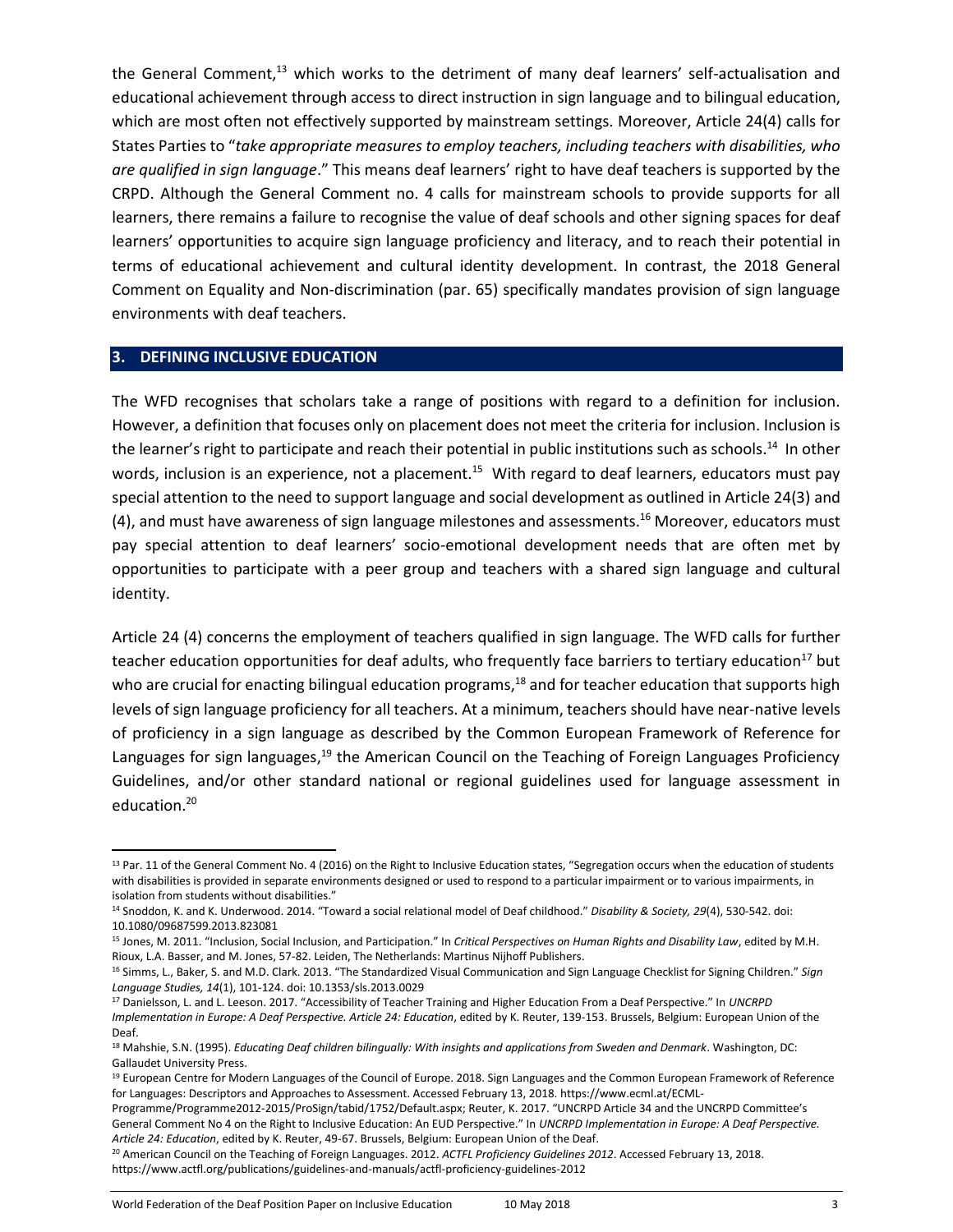the General Comment,[13] which works to the detriment of many deaf learners' self-actualisation and educational achievement through access to direct instruction in sign language and to bilingual education, which are most often not effectively supported by mainstream settings. Moreover, Article 24(4) calls for States Parties to "*take appropriate measures to employ teachers, including teachers with disabilities, who are qualified in sign language*." This means deaf learners' right to have deaf teachers is supported by the CRPD. Although the General Comment no. 4 calls for mainstream schools to provide supports for all learners, there remains a failure to recognise the value of deaf schools and other signing spaces for deaf learners' opportunities to acquire sign language proficiency and literacy, and to reach their potential in terms of educational achievement and cultural identity development. In contrast, the 2018 General Comment on Equality and Non-discrimination (par. 65) specifically mandates provision of sign language environments with deaf teachers.

## 3. DEFINING INCLUSIVE EDUCATION

The WFD recognises that scholars take a range of positions with regard to a definition for inclusion. However, a definition that focuses only on placement does not meet the criteria for inclusion. Inclusion is the learner's right to participate and reach their potential in public institutions such as schools.[14] In other words, inclusion is an experience, not a placement.[15] With regard to deaf learners, educators must pay special attention to the need to support language and social development as outlined in Article 24(3) and (4), and must have awareness of sign language milestones and assessments.[16] Moreover, educators must pay special attention to deaf learners' socio-emotional development needs that are often met by opportunities to participate with a peer group and teachers with a shared sign language and cultural identity.

Article 24 (4) concerns the employment of teachers qualified in sign language. The WFD calls for further teacher education opportunities for deaf adults, who frequently face barriers to tertiary education[17] but who are crucial for enacting bilingual education programs,[18] and for teacher education that supports high levels of sign language proficiency for all teachers. At a minimum, teachers should have near-native levels of proficiency in a sign language as described by the Common European Framework of Reference for Languages for sign languages,[19] the American Council on the Teaching of Foreign Languages Proficiency Guidelines, and/or other standard national or regional guidelines used for language assessment in education.[20]

---

[13] Par. 11 of the General Comment No. 4 (2016) on the Right to Inclusive Education states, "Segregation occurs when the education of students with disabilities is provided in separate environments designed or used to respond to a particular impairment or to various impairments, in isolation from students without disabilities."

[14] Snoddon, K. and K. Underwood. 2014. "Toward a social relational model of Deaf childhood." *Disability & Society, 29*(4), 530-542. doi: 10.1080/09687599.2013.823081

[15] Jones, M. 2011. "Inclusion, Social Inclusion, and Participation." In *Critical Perspectives on Human Rights and Disability Law*, edited by M.H. Rioux, L.A. Basser, and M. Jones, 57-82. Leiden, The Netherlands: Martinus Nijhoff Publishers.

[16] Simms, L., Baker, S. and M.D. Clark. 2013. "The Standardized Visual Communication and Sign Language Checklist for Signing Children." *Sign Language Studies, 14*(1), 101-124. doi: 10.1353/sls.2013.0029

[17] Danielsson, L. and L. Leeson. 2017. "Accessibility of Teacher Training and Higher Education From a Deaf Perspective." In *UNCRPD Implementation in Europe: A Deaf Perspective. Article 24: Education*, edited by K. Reuter, 139-153. Brussels, Belgium: European Union of the Deaf.

[18] Mahshie, S.N. (1995). *Educating Deaf children bilingually: With insights and applications from Sweden and Denmark*. Washington, DC: Gallaudet University Press.

[19] European Centre for Modern Languages of the Council of Europe. 2018. Sign Languages and the Common European Framework of Reference for Languages: Descriptors and Approaches to Assessment. Accessed February 13, 2018. https://www.ecml.at/ECML-Programme/Programme2012-2015/ProSign/tabid/1752/Default.aspx; Reuter, K. 2017. "UNCRPD Article 34 and the UNCRPD Committee's General Comment No 4 on the Right to Inclusive Education: An EUD Perspective." In *UNCRPD Implementation in Europe: A Deaf Perspective. Article 24: Education*, edited by K. Reuter, 49-67. Brussels, Belgium: European Union of the Deaf.

[20] American Council on the Teaching of Foreign Languages. 2012. *ACTFL Proficiency Guidelines 2012*. Accessed February 13, 2018. https://www.actfl.org/publications/guidelines-and-manuals/actfl-proficiency-guidelines-2012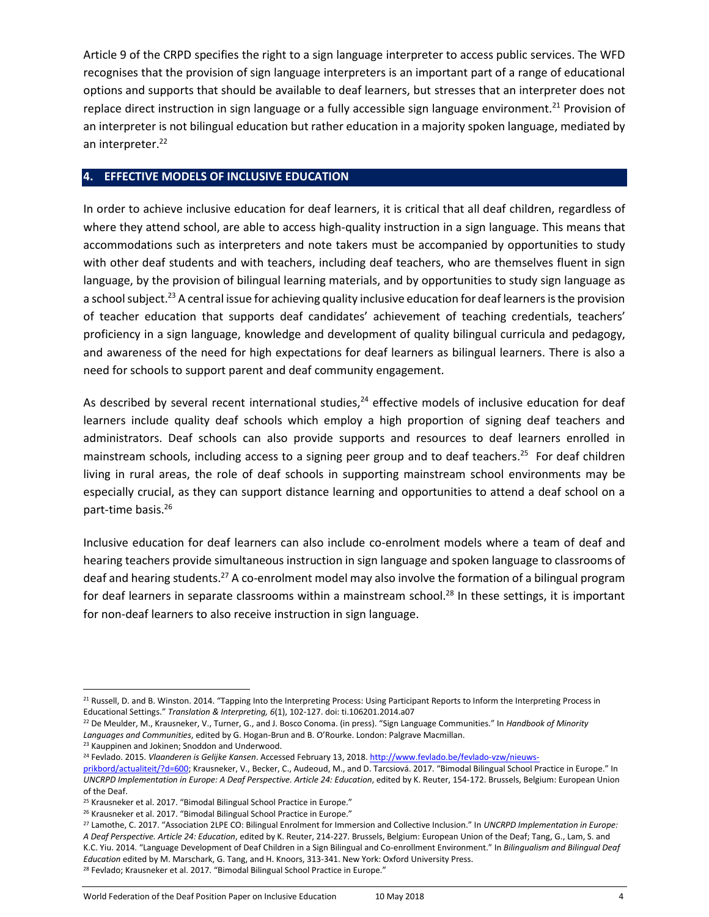Article 9 of the CRPD specifies the right to a sign language interpreter to access public services. The WFD recognises that the provision of sign language interpreters is an important part of a range of educational options and supports that should be available to deaf learners, but stresses that an interpreter does not replace direct instruction in sign language or a fully accessible sign language environment.[21] Provision of an interpreter is not bilingual education but rather education in a majority spoken language, mediated by an interpreter.[22]

## 4. EFFECTIVE MODELS OF INCLUSIVE EDUCATION

In order to achieve inclusive education for deaf learners, it is critical that all deaf children, regardless of where they attend school, are able to access high-quality instruction in a sign language. This means that accommodations such as interpreters and note takers must be accompanied by opportunities to study with other deaf students and with teachers, including deaf teachers, who are themselves fluent in sign language, by the provision of bilingual learning materials, and by opportunities to study sign language as a school subject.[23] A central issue for achieving quality inclusive education for deaf learners is the provision of teacher education that supports deaf candidates' achievement of teaching credentials, teachers' proficiency in a sign language, knowledge and development of quality bilingual curricula and pedagogy, and awareness of the need for high expectations for deaf learners as bilingual learners. There is also a need for schools to support parent and deaf community engagement.

As described by several recent international studies,[24] effective models of inclusive education for deaf learners include quality deaf schools which employ a high proportion of signing deaf teachers and administrators. Deaf schools can also provide supports and resources to deaf learners enrolled in mainstream schools, including access to a signing peer group and to deaf teachers.[25] For deaf children living in rural areas, the role of deaf schools in supporting mainstream school environments may be especially crucial, as they can support distance learning and opportunities to attend a deaf school on a part-time basis.[26]

Inclusive education for deaf learners can also include co-enrolment models where a team of deaf and hearing teachers provide simultaneous instruction in sign language and spoken language to classrooms of deaf and hearing students.[27] A co-enrolment model may also involve the formation of a bilingual program for deaf learners in separate classrooms within a mainstream school.[28] In these settings, it is important for non-deaf learners to also receive instruction in sign language.

---

[21] Russell, D. and B. Winston. 2014. "Tapping Into the Interpreting Process: Using Participant Reports to Inform the Interpreting Process in Educational Settings." *Translation & Interpreting, 6*(1), 102-127. doi: ti.106201.2014.a07

[22] De Meulder, M., Krausneker, V., Turner, G., and J. Bosco Conoma. (in press). "Sign Language Communities." In *Handbook of Minority Languages and Communities*, edited by G. Hogan-Brun and B. O'Rourke. London: Palgrave Macmillan.

[23] Kauppinen and Jokinen; Snoddon and Underwood.

[24] Fevlado. 2015. *Vlaanderen is Gelijke Kansen*. Accessed February 13, 2018. http://www.fevlado.be/fevlado-vzw/nieuws-prikbord/actualiteit/?d=600; Krausneker, V., Becker, C., Audeoud, M., and D. Tarcsiová. 2017. "Bimodal Bilingual School Practice in Europe." In *UNCRPD Implementation in Europe: A Deaf Perspective. Article 24: Education*, edited by K. Reuter, 154-172. Brussels, Belgium: European Union of the Deaf.

[25] Krausneker et al. 2017. "Bimodal Bilingual School Practice in Europe."

[26] Krausneker et al. 2017. "Bimodal Bilingual School Practice in Europe."

[27] Lamothe, C. 2017. "Association 2LPE CO: Bilingual Enrolment for Immersion and Collective Inclusion." In *UNCRPD Implementation in Europe: A Deaf Perspective. Article 24: Education*, edited by K. Reuter, 214-227. Brussels, Belgium: European Union of the Deaf; Tang, G., Lam, S. and K.C. Yiu. 2014. "Language Development of Deaf Children in a Sign Bilingual and Co-enrollment Environment." In *Bilingualism and Bilingual Deaf Education* edited by M. Marschark, G. Tang, and H. Knoors, 313-341. New York: Oxford University Press.

[28] Fevlado; Krausneker et al. 2017. "Bimodal Bilingual School Practice in Europe."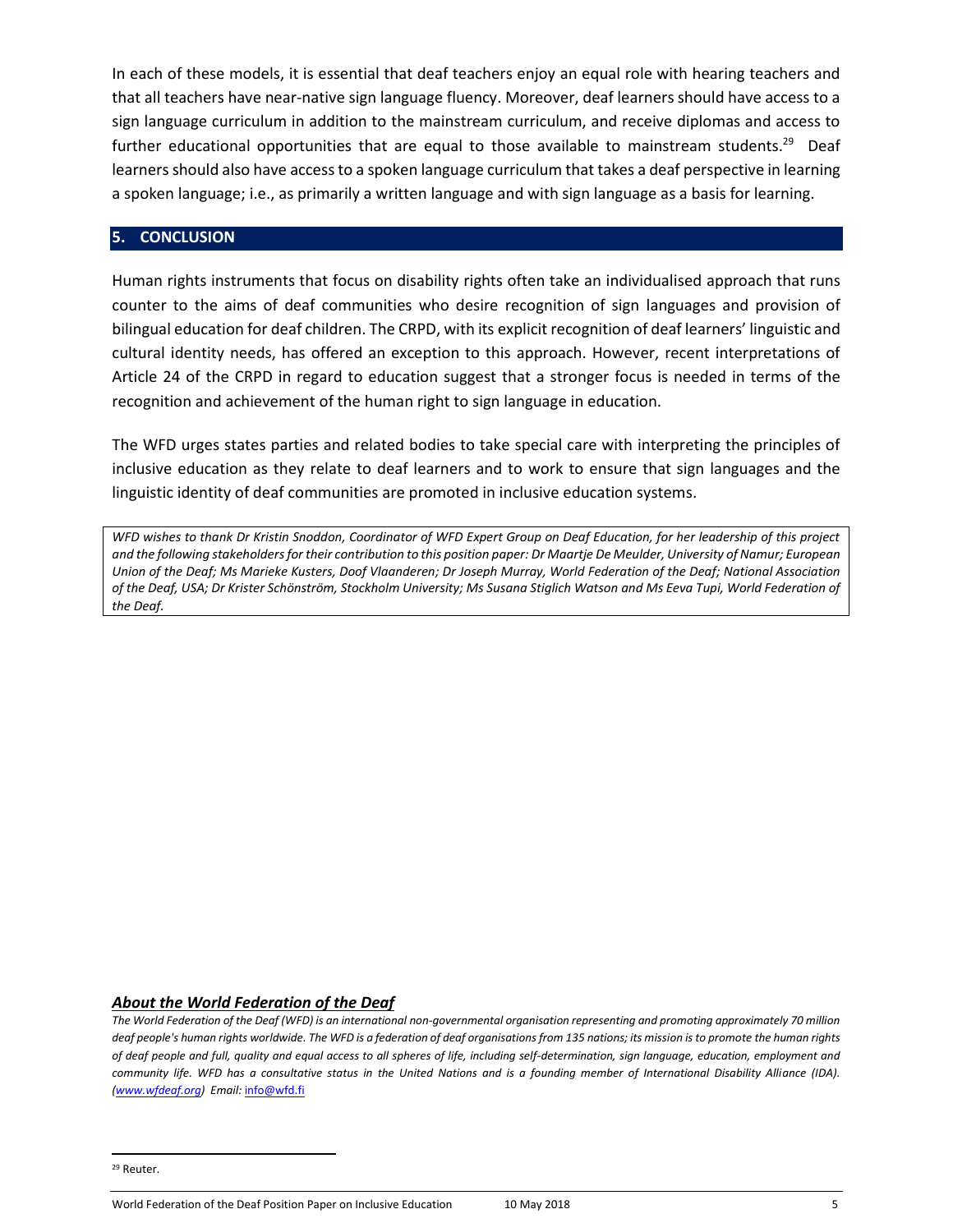In each of these models, it is essential that deaf teachers enjoy an equal role with hearing teachers and that all teachers have near-native sign language fluency. Moreover, deaf learners should have access to a sign language curriculum in addition to the mainstream curriculum, and receive diplomas and access to further educational opportunities that are equal to those available to mainstream students.[29] Deaf learners should also have access to a spoken language curriculum that takes a deaf perspective in learning a spoken language; i.e., as primarily a written language and with sign language as a basis for learning.

## 5. CONCLUSION

Human rights instruments that focus on disability rights often take an individualised approach that runs counter to the aims of deaf communities who desire recognition of sign languages and provision of bilingual education for deaf children. The CRPD, with its explicit recognition of deaf learners' linguistic and cultural identity needs, has offered an exception to this approach. However, recent interpretations of Article 24 of the CRPD in regard to education suggest that a stronger focus is needed in terms of the recognition and achievement of the human right to sign language in education.

The WFD urges states parties and related bodies to take special care with interpreting the principles of inclusive education as they relate to deaf learners and to work to ensure that sign languages and the linguistic identity of deaf communities are promoted in inclusive education systems.

*WFD wishes to thank Dr Kristin Snoddon, Coordinator of WFD Expert Group on Deaf Education, for her leadership of this project and the following stakeholders for their contribution to this position paper: Dr Maartje De Meulder, University of Namur; European Union of the Deaf; Ms Marieke Kusters, Doof Vlaanderen; Dr Joseph Murray, World Federation of the Deaf; National Association of the Deaf, USA; Dr Krister Schönström, Stockholm University; Ms Susana Stiglich Watson and Ms Eeva Tupi, World Federation of the Deaf.*

### ***About the World Federation of the Deaf***

*The World Federation of the Deaf (WFD) is an international non-governmental organisation representing and promoting approximately 70 million deaf people's human rights worldwide. The WFD is a federation of deaf organisations from 135 nations; its mission is to promote the human rights of deaf people and full, quality and equal access to all spheres of life, including self-determination, sign language, education, employment and community life. WFD has a consultative status in the United Nations and is a founding member of International Disability Alliance (IDA). (www.wfdeaf.org) Email:* info@wfd.fi

[29] Reuter.